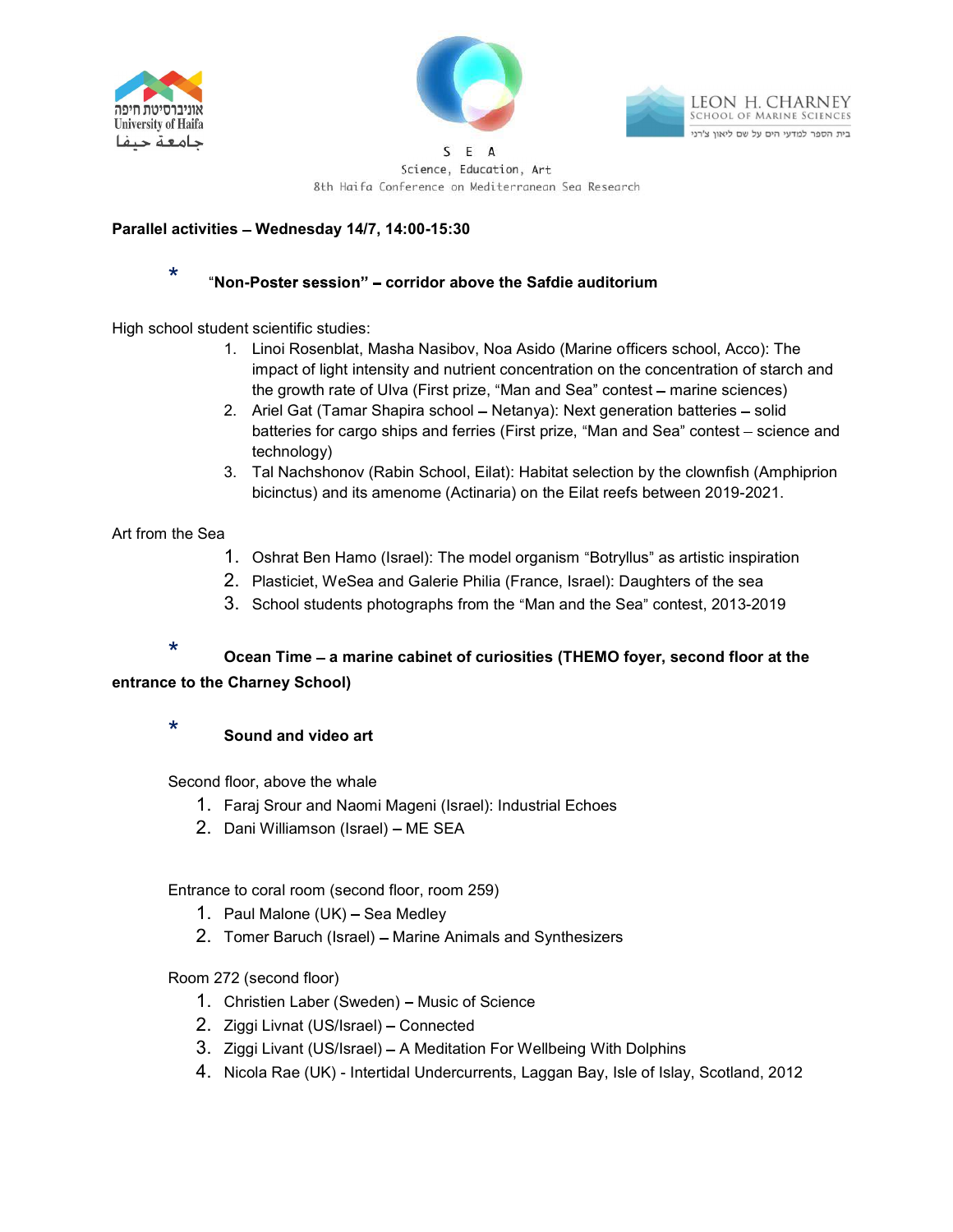S E A

Science, Education, Art

8th Haifa Conference on Mediterranean Sea Research

**Parallel activities – Wednesday 14/7, 14:00-15:30**

* **"Non-Poster session" – corridor above the Safdie auditorium**

High school student scientific studies:

1. Linoi Rosenblat, Masha Nasibov, Noa Asido (Marine officers school, Acco): The impact of light intensity and nutrient concentration on the concentration of starch and the growth rate of Ulva (First prize, "Man and Sea" contest – marine sciences)
2. Ariel Gat (Tamar Shapira school – Netanya): Next generation batteries – solid batteries for cargo ships and ferries (First prize, "Man and Sea" contest – science and technology)
3. Tal Nachshonov (Rabin School, Eilat): Habitat selection by the clownfish (Amphiprion bicinctus) and its amenome (Actinaria) on the Eilat reefs between 2019-2021.

Art from the Sea

1. Oshrat Ben Hamo (Israel): The model organism "Botryllus" as artistic inspiration
2. Plasticiet, WeSea and Galerie Philia (France, Israel): Daughters of the sea
3. School students photographs from the "Man and the Sea" contest, 2013-2019

* **Ocean Time – a marine cabinet of curiosities (THEMO foyer, second floor at the entrance to the Charney School)**

* **Sound and video art**

Second floor, above the whale

1. Faraj Srour and Naomi Mageni (Israel): Industrial Echoes
2. Dani Williamson (Israel) – ME SEA

Entrance to coral room (second floor, room 259)

1. Paul Malone (UK) – Sea Medley
2. Tomer Baruch (Israel) – Marine Animals and Synthesizers

Room 272 (second floor)

1. Christien Laber (Sweden) – Music of Science
2. Ziggi Livnat (US/Israel) – Connected
3. Ziggi Livant (US/Israel) – A Meditation For Wellbeing With Dolphins
4. Nicola Rae (UK) - Intertidal Undercurrents, Laggan Bay, Isle of Islay, Scotland, 2012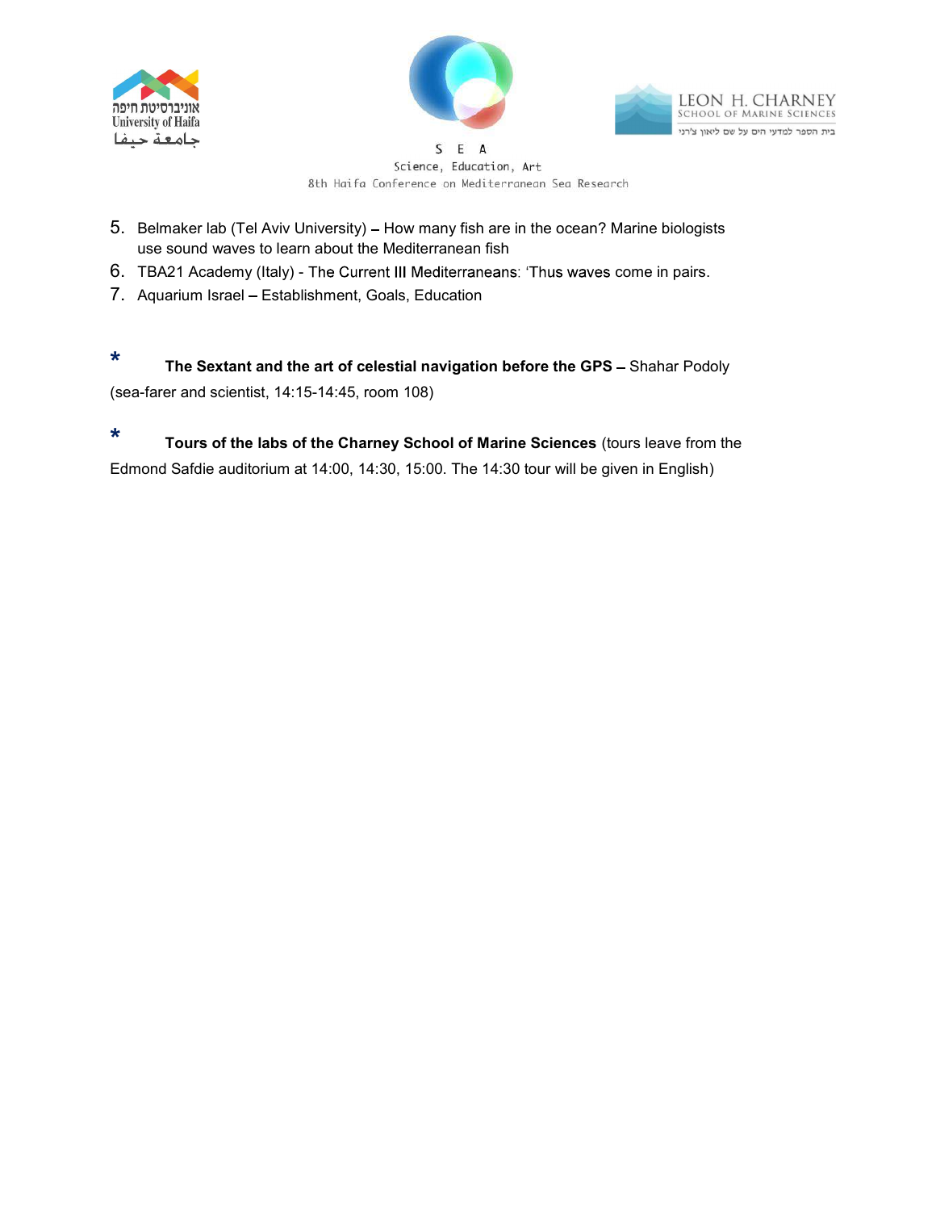5. Belmaker lab (Tel Aviv University) – How many fish are in the ocean? Marine biologists use sound waves to learn about the Mediterranean fish
6. TBA21 Academy (Italy) - The Current III Mediterraneans: 'Thus waves come in pairs.
7. Aquarium Israel – Establishment, Goals, Education

\* **The Sextant and the art of celestial navigation before the GPS** – Shahar Podoly (sea-farer and scientist, 14:15-14:45, room 108)

\* **Tours of the labs of the Charney School of Marine Sciences** (tours leave from the Edmond Safdie auditorium at 14:00, 14:30, 15:00. The 14:30 tour will be given in English)